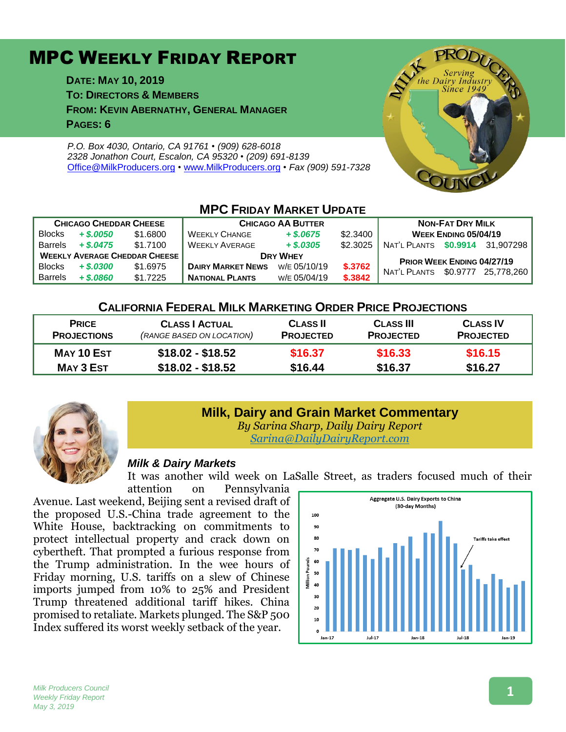# MPC Weekly Friday Report

**Date: May 10, 2019**
**To: Directors & Members**
**From: Kevin Abernathy, General Manager**
**Pages: 6**

*P.O. Box 4030, Ontario, CA 91761 • (909) 628-6018*
*2328 Jonathon Court, Escalon, CA 95320 • (209) 691-8139*
*Office@MilkProducers.org • www.MilkProducers.org • Fax (909) 591-7328*

## MPC Friday Market Update

| Chicago Cheddar Cheese | | | Chicago AA Butter | | | Non-Fat Dry Milk | | |
|---|---|---|---|---|---|---|---|---|
| Blocks | + $.0050 | $1.6800 | Weekly Change | + $.0675 | $2.3400 | Week Ending 05/04/19 | | |
| Barrels | + $.0475 | $1.7100 | Weekly Average | + $.0305 | $2.3025 | Nat'l Plants | $0.9914 | 31,907298 |
| Weekly Average Cheddar Cheese | | | Dry Whey | | | Prior Week Ending 04/27/19 | | |
| Blocks | + $.0300 | $1.6975 | Dairy Market News | w/e 05/10/19 | $.3762 | Nat'l Plants | $0.9777 | 25,778,260 |
| Barrels | + $.0860 | $1.7225 | National Plants | w/e 05/04/19 | $.3842 | | | |

## California Federal Milk Marketing Order Price Projections

| Price Projections | Class I Actual (range based on location) | Class II Projected | Class III Projected | Class IV Projected |
|---|---|---|---|---|
| May 10 Est | $18.02 - $18.52 | $16.37 | $16.33 | $16.15 |
| May 3 Est | $18.02 - $18.52 | $16.44 | $16.37 | $16.27 |

## Milk, Dairy and Grain Market Commentary

*By Sarina Sharp, Daily Dairy Report*
*Sarina@DailyDairyReport.com*

### Milk & Dairy Markets

It was another wild week on LaSalle Street, as traders focused much of their attention on Pennsylvania Avenue. Last weekend, Beijing sent a revised draft of the proposed U.S.-China trade agreement to the White House, backtracking on commitments to protect intellectual property and crack down on cybertheft. That prompted a furious response from the Trump administration. In the wee hours of Friday morning, U.S. tariffs on a slew of Chinese imports jumped from 10% to 25% and President Trump threatened additional tariff hikes. China promised to retaliate. Markets plunged. The S&P 500 Index suffered its worst weekly setback of the year.

**Aggregate U.S. Dairy Exports to China (30-day Months)**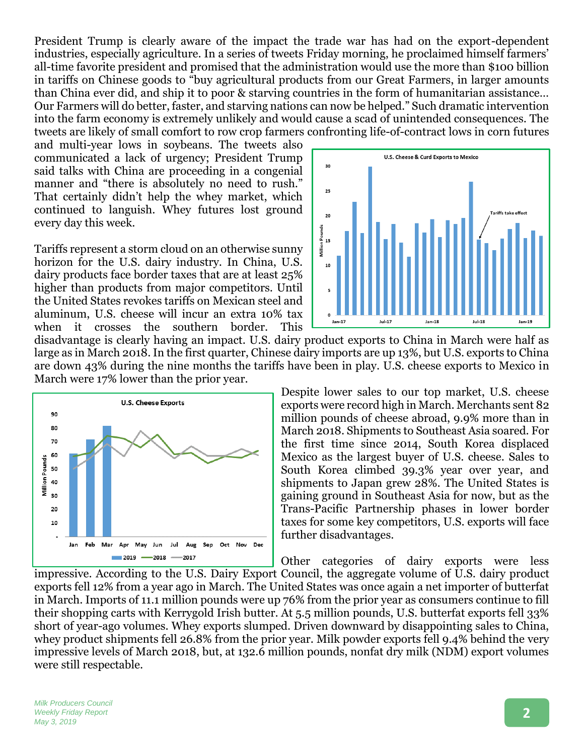President Trump is clearly aware of the impact the trade war has had on the export-dependent industries, especially agriculture. In a series of tweets Friday morning, he proclaimed himself farmers' all-time favorite president and promised that the administration would use the more than $100 billion in tariffs on Chinese goods to "buy agricultural products from our Great Farmers, in larger amounts than China ever did, and ship it to poor & starving countries in the form of humanitarian assistance… Our Farmers will do better, faster, and starving nations can now be helped." Such dramatic intervention into the farm economy is extremely unlikely and would cause a scad of unintended consequences. The tweets are likely of small comfort to row crop farmers confronting life-of-contract lows in corn futures and multi-year lows in soybeans. The tweets also communicated a lack of urgency; President Trump said talks with China are proceeding in a congenial manner and "there is absolutely no need to rush." That certainly didn't help the whey market, which continued to languish. Whey futures lost ground every day this week.

Tariffs represent a storm cloud on an otherwise sunny horizon for the U.S. dairy industry. In China, U.S. dairy products face border taxes that are at least 25% higher than products from major competitors. Until the United States revokes tariffs on Mexican steel and aluminum, U.S. cheese will incur an extra 10% tax when it crosses the southern border. This disadvantage is clearly having an impact. U.S. dairy product exports to China in March were half as large as in March 2018. In the first quarter, Chinese dairy imports are up 13%, but U.S. exports to China are down 43% during the nine months the tariffs have been in play. U.S. cheese exports to Mexico in March were 17% lower than the prior year.

Despite lower sales to our top market, U.S. cheese exports were record high in March. Merchants sent 82 million pounds of cheese abroad, 9.9% more than in March 2018. Shipments to Southeast Asia soared. For the first time since 2014, South Korea displaced Mexico as the largest buyer of U.S. cheese. Sales to South Korea climbed 39.3% year over year, and shipments to Japan grew 28%. The United States is gaining ground in Southeast Asia for now, but as the Trans-Pacific Partnership phases in lower border taxes for some key competitors, U.S. exports will face further disadvantages.

Other categories of dairy exports were less impressive. According to the U.S. Dairy Export Council, the aggregate volume of U.S. dairy product exports fell 12% from a year ago in March. The United States was once again a net importer of butterfat in March. Imports of 11.1 million pounds were up 76% from the prior year as consumers continue to fill their shopping carts with Kerrygold Irish butter. At 5.5 million pounds, U.S. butterfat exports fell 33% short of year-ago volumes. Whey exports slumped. Driven downward by disappointing sales to China, whey product shipments fell 26.8% from the prior year. Milk powder exports fell 9.4% behind the very impressive levels of March 2018, but, at 132.6 million pounds, nonfat dry milk (NDM) export volumes were still respectable.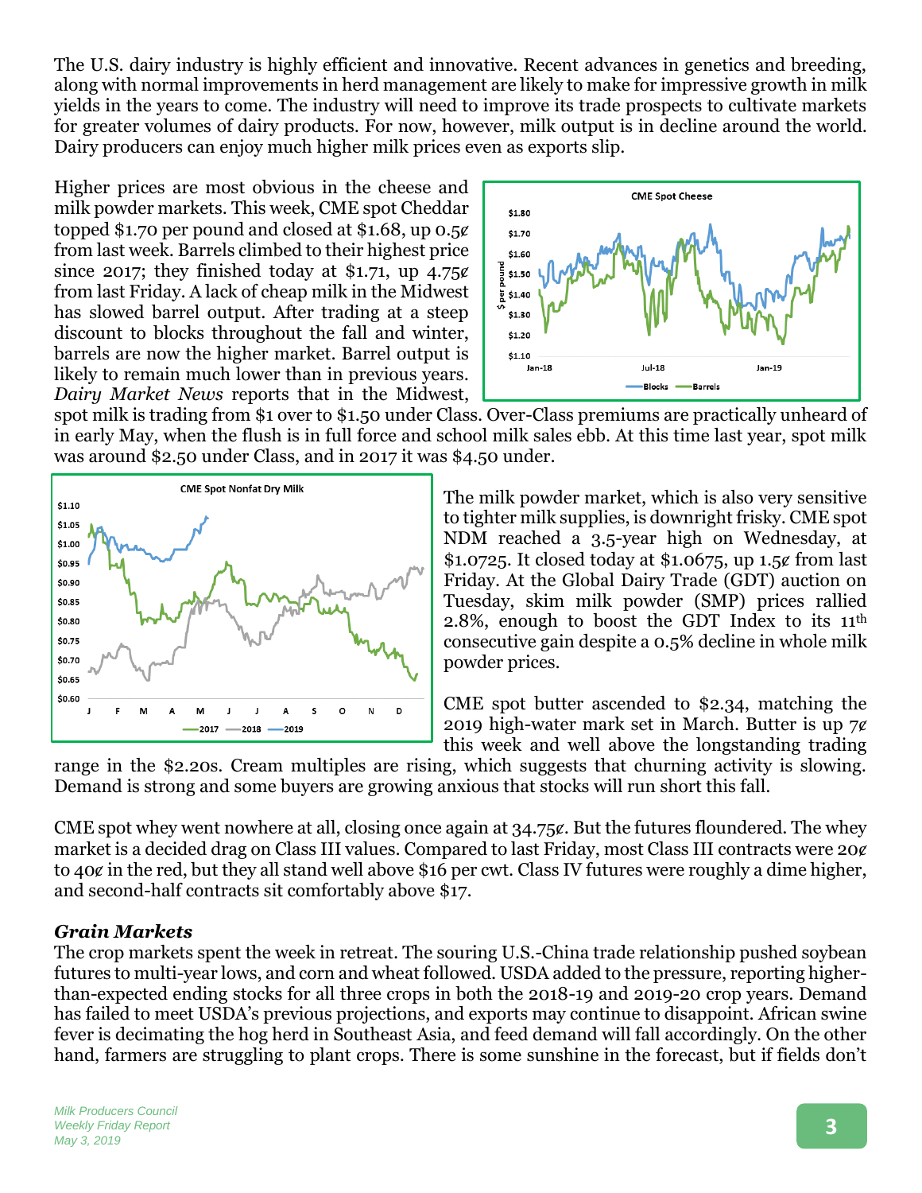The U.S. dairy industry is highly efficient and innovative. Recent advances in genetics and breeding, along with normal improvements in herd management are likely to make for impressive growth in milk yields in the years to come. The industry will need to improve its trade prospects to cultivate markets for greater volumes of dairy products. For now, however, milk output is in decline around the world. Dairy producers can enjoy much higher milk prices even as exports slip.

Higher prices are most obvious in the cheese and milk powder markets. This week, CME spot Cheddar topped \$1.70 per pound and closed at \$1.68, up 0.5¢ from last week. Barrels climbed to their highest price since 2017; they finished today at \$1.71, up 4.75¢ from last Friday. A lack of cheap milk in the Midwest has slowed barrel output. After trading at a steep discount to blocks throughout the fall and winter, barrels are now the higher market. Barrel output is likely to remain much lower than in previous years. *Dairy Market News* reports that in the Midwest, spot milk is trading from \$1 over to \$1.50 under Class. Over-Class premiums are practically unheard of in early May, when the flush is in full force and school milk sales ebb. At this time last year, spot milk was around \$2.50 under Class, and in 2017 it was \$4.50 under.

The milk powder market, which is also very sensitive to tighter milk supplies, is downright frisky. CME spot NDM reached a 3.5-year high on Wednesday, at \$1.0725. It closed today at \$1.0675, up 1.5¢ from last Friday. At the Global Dairy Trade (GDT) auction on Tuesday, skim milk powder (SMP) prices rallied 2.8%, enough to boost the GDT Index to its 11th consecutive gain despite a 0.5% decline in whole milk powder prices.

CME spot butter ascended to \$2.34, matching the 2019 high-water mark set in March. Butter is up 7¢ this week and well above the longstanding trading range in the \$2.20s. Cream multiples are rising, which suggests that churning activity is slowing. Demand is strong and some buyers are growing anxious that stocks will run short this fall.

CME spot whey went nowhere at all, closing once again at 34.75¢. But the futures floundered. The whey market is a decided drag on Class III values. Compared to last Friday, most Class III contracts were 20¢ to 40¢ in the red, but they all stand well above \$16 per cwt. Class IV futures were roughly a dime higher, and second-half contracts sit comfortably above \$17.

### *Grain Markets*

The crop markets spent the week in retreat. The souring U.S.-China trade relationship pushed soybean futures to multi-year lows, and corn and wheat followed. USDA added to the pressure, reporting higher-than-expected ending stocks for all three crops in both the 2018-19 and 2019-20 crop years. Demand has failed to meet USDA's previous projections, and exports may continue to disappoint. African swine fever is decimating the hog herd in Southeast Asia, and feed demand will fall accordingly. On the other hand, farmers are struggling to plant crops. There is some sunshine in the forecast, but if fields don't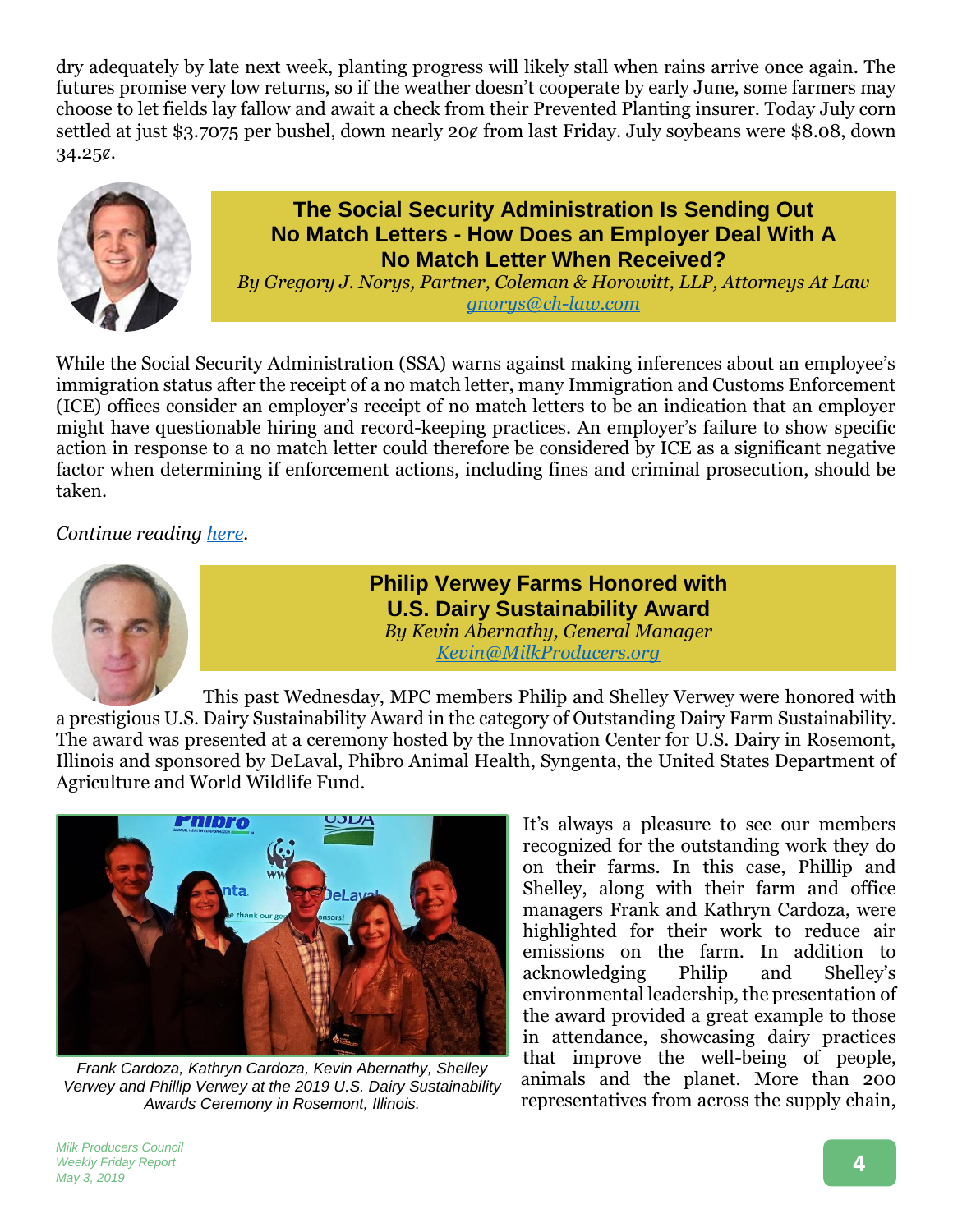dry adequately by late next week, planting progress will likely stall when rains arrive once again. The futures promise very low returns, so if the weather doesn't cooperate by early June, some farmers may choose to let fields lay fallow and await a check from their Prevented Planting insurer. Today July corn settled at just $3.7075 per bushel, down nearly 20¢ from last Friday. July soybeans were $8.08, down 34.25¢.

## The Social Security Administration Is Sending Out No Match Letters - How Does an Employer Deal With A No Match Letter When Received?

*By Gregory J. Norys, Partner, Coleman & Horowitt, LLP, Attorneys At Law*
*gnorys@ch-law.com*

While the Social Security Administration (SSA) warns against making inferences about an employee's immigration status after the receipt of a no match letter, many Immigration and Customs Enforcement (ICE) offices consider an employer's receipt of no match letters to be an indication that an employer might have questionable hiring and record-keeping practices. An employer's failure to show specific action in response to a no match letter could therefore be considered by ICE as a significant negative factor when determining if enforcement actions, including fines and criminal prosecution, should be taken.

*Continue reading here.*

## Philip Verwey Farms Honored with U.S. Dairy Sustainability Award

*By Kevin Abernathy, General Manager*
*Kevin@MilkProducers.org*

This past Wednesday, MPC members Philip and Shelley Verwey were honored with a prestigious U.S. Dairy Sustainability Award in the category of Outstanding Dairy Farm Sustainability. The award was presented at a ceremony hosted by the Innovation Center for U.S. Dairy in Rosemont, Illinois and sponsored by DeLaval, Phibro Animal Health, Syngenta, the United States Department of Agriculture and World Wildlife Fund.

*Frank Cardoza, Kathryn Cardoza, Kevin Abernathy, Shelley Verwey and Phillip Verwey at the 2019 U.S. Dairy Sustainability Awards Ceremony in Rosemont, Illinois.*

It's always a pleasure to see our members recognized for the outstanding work they do on their farms. In this case, Phillip and Shelley, along with their farm and office managers Frank and Kathryn Cardoza, were highlighted for their work to reduce air emissions on the farm. In addition to acknowledging Philip and Shelley's environmental leadership, the presentation of the award provided a great example to those in attendance, showcasing dairy practices that improve the well-being of people, animals and the planet. More than 200 representatives from across the supply chain,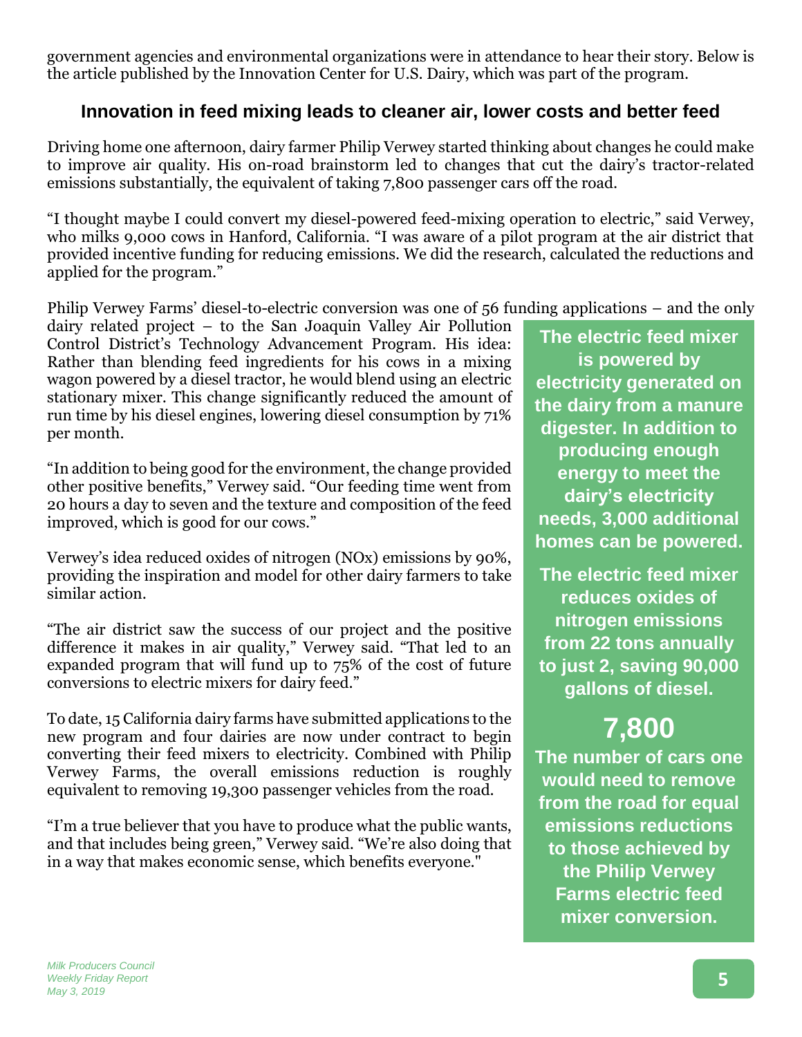government agencies and environmental organizations were in attendance to hear their story. Below is the article published by the Innovation Center for U.S. Dairy, which was part of the program.

## Innovation in feed mixing leads to cleaner air, lower costs and better feed

Driving home one afternoon, dairy farmer Philip Verwey started thinking about changes he could make to improve air quality. His on-road brainstorm led to changes that cut the dairy's tractor-related emissions substantially, the equivalent of taking 7,800 passenger cars off the road.

"I thought maybe I could convert my diesel-powered feed-mixing operation to electric," said Verwey, who milks 9,000 cows in Hanford, California. "I was aware of a pilot program at the air district that provided incentive funding for reducing emissions. We did the research, calculated the reductions and applied for the program."

Philip Verwey Farms' diesel-to-electric conversion was one of 56 funding applications – and the only dairy related project – to the San Joaquin Valley Air Pollution Control District's Technology Advancement Program. His idea: Rather than blending feed ingredients for his cows in a mixing wagon powered by a diesel tractor, he would blend using an electric stationary mixer. This change significantly reduced the amount of run time by his diesel engines, lowering diesel consumption by 71% per month.

"In addition to being good for the environment, the change provided other positive benefits," Verwey said. "Our feeding time went from 20 hours a day to seven and the texture and composition of the feed improved, which is good for our cows."

Verwey's idea reduced oxides of nitrogen (NOx) emissions by 90%, providing the inspiration and model for other dairy farmers to take similar action.

"The air district saw the success of our project and the positive difference it makes in air quality," Verwey said. "That led to an expanded program that will fund up to 75% of the cost of future conversions to electric mixers for dairy feed."

To date, 15 California dairy farms have submitted applications to the new program and four dairies are now under contract to begin converting their feed mixers to electricity. Combined with Philip Verwey Farms, the overall emissions reduction is roughly equivalent to removing 19,300 passenger vehicles from the road.

"I'm a true believer that you have to produce what the public wants, and that includes being green," Verwey said. "We're also doing that in a way that makes economic sense, which benefits everyone."

**The electric feed mixer is powered by electricity generated on the dairy from a manure digester. In addition to producing enough energy to meet the dairy's electricity needs, 3,000 additional homes can be powered.**

**The electric feed mixer reduces oxides of nitrogen emissions from 22 tons annually to just 2, saving 90,000 gallons of diesel.**

**7,800**

**The number of cars one would need to remove from the road for equal emissions reductions to those achieved by the Philip Verwey Farms electric feed mixer conversion.**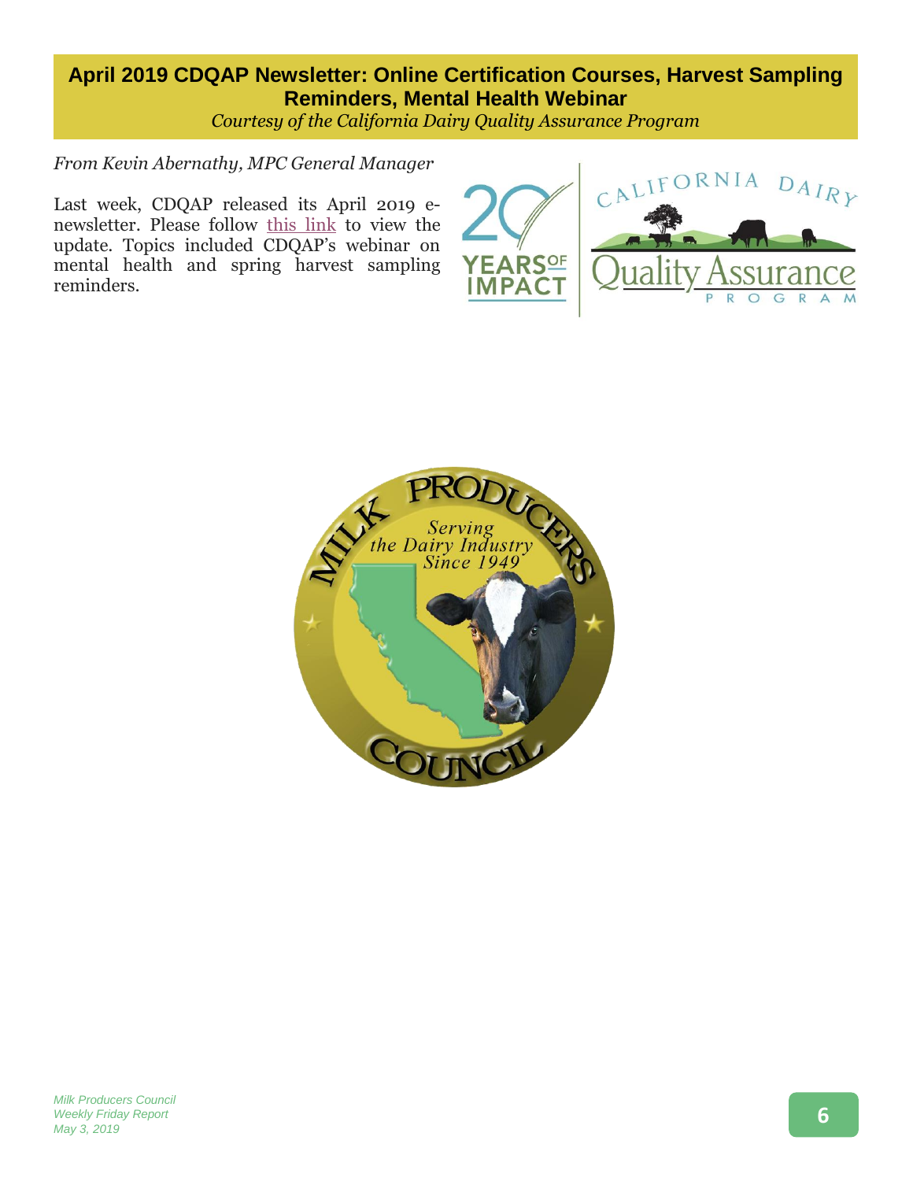## April 2019 CDQAP Newsletter: Online Certification Courses, Harvest Sampling Reminders, Mental Health Webinar

*Courtesy of the California Dairy Quality Assurance Program*

*From Kevin Abernathy, MPC General Manager*

Last week, CDQAP released its April 2019 e-newsletter. Please follow this link to view the update. Topics included CDQAP's webinar on mental health and spring harvest sampling reminders.